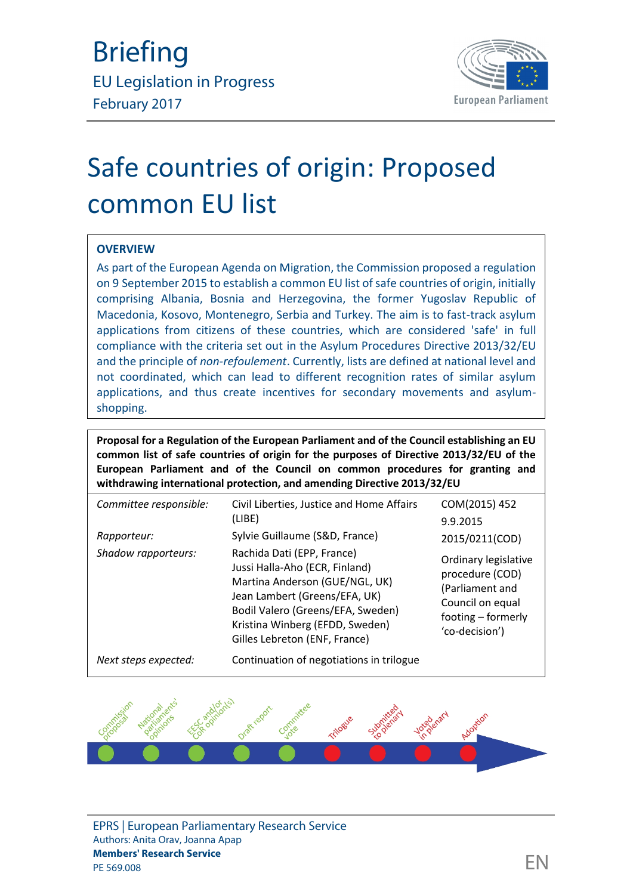# Briefing

EU Legislation in Progress
February 2017

# Safe countries of origin: Proposed common EU list

## OVERVIEW

As part of the European Agenda on Migration, the Commission proposed a regulation on 9 September 2015 to establish a common EU list of safe countries of origin, initially comprising Albania, Bosnia and Herzegovina, the former Yugoslav Republic of Macedonia, Kosovo, Montenegro, Serbia and Turkey. The aim is to fast-track asylum applications from citizens of these countries, which are considered 'safe' in full compliance with the criteria set out in the Asylum Procedures Directive 2013/32/EU and the principle of *non-refoulement*. Currently, lists are defined at national level and not coordinated, which can lead to different recognition rates of similar asylum applications, and thus create incentives for secondary movements and asylum-shopping.

**Proposal for a Regulation of the European Parliament and of the Council establishing an EU common list of safe countries of origin for the purposes of Directive 2013/32/EU of the European Parliament and of the Council on common procedures for granting and withdrawing international protection, and amending Directive 2013/32/EU**

| | | |
|---|---|---|
| *Committee responsible:* | Civil Liberties, Justice and Home Affairs (LIBE) | COM(2015) 452 9.9.2015 |
| *Rapporteur:* | Sylvie Guillaume (S&D, France) | 2015/0211(COD) |
| *Shadow rapporteurs:* | Rachida Dati (EPP, France)<br>Jussi Halla-Aho (ECR, Finland)<br>Martina Anderson (GUE/NGL, UK)<br>Jean Lambert (Greens/EFA, UK)<br>Bodil Valero (Greens/EFA, Sweden)<br>Kristina Winberg (EFDD, Sweden)<br>Gilles Lebreton (ENF, France) | Ordinary legislative procedure (COD) (Parliament and Council on equal footing – formerly 'co-decision') |
| *Next steps expected:* | Continuation of negotiations in trilogue | |

Commission proposal – National parliaments' opinions – EESC and/or CoR opinion(s) – Draft report – Committee vote – Trilogue – Submitted to plenary – Voted in plenary – Adoption

EPRS | European Parliamentary Research Service
Authors: Anita Orav, Joanna Apap
**Members' Research Service**
PE 569.008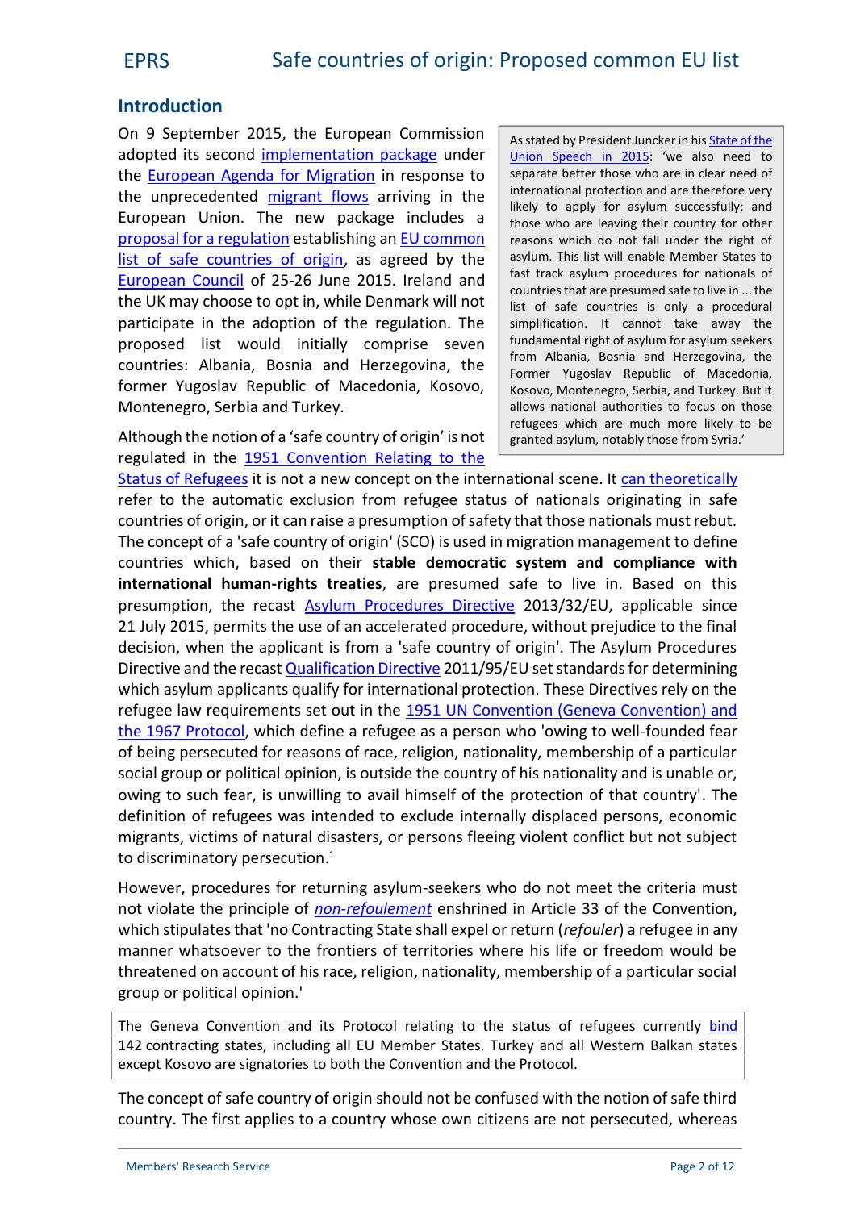## Introduction

On 9 September 2015, the European Commission adopted its second implementation package under the European Agenda for Migration in response to the unprecedented migrant flows arriving in the European Union. The new package includes a proposal for a regulation establishing an EU common list of safe countries of origin, as agreed by the European Council of 25-26 June 2015. Ireland and the UK may choose to opt in, while Denmark will not participate in the adoption of the regulation. The proposed list would initially comprise seven countries: Albania, Bosnia and Herzegovina, the former Yugoslav Republic of Macedonia, Kosovo, Montenegro, Serbia and Turkey.

> As stated by President Juncker in his State of the Union Speech in 2015: 'we also need to separate better those who are in clear need of international protection and are therefore very likely to apply for asylum successfully; and those who are leaving their country for other reasons which do not fall under the right of asylum. This list will enable Member States to fast track asylum procedures for nationals of countries that are presumed safe to live in ... the list of safe countries is only a procedural simplification. It cannot take away the fundamental right of asylum for asylum seekers from Albania, Bosnia and Herzegovina, the Former Yugoslav Republic of Macedonia, Kosovo, Montenegro, Serbia, and Turkey. But it allows national authorities to focus on those refugees which are much more likely to be granted asylum, notably those from Syria.'

Although the notion of a 'safe country of origin' is not regulated in the 1951 Convention Relating to the Status of Refugees it is not a new concept on the international scene. It can theoretically refer to the automatic exclusion from refugee status of nationals originating in safe countries of origin, or it can raise a presumption of safety that those nationals must rebut. The concept of a 'safe country of origin' (SCO) is used in migration management to define countries which, based on their **stable democratic system and compliance with international human-rights treaties**, are presumed safe to live in. Based on this presumption, the recast Asylum Procedures Directive 2013/32/EU, applicable since 21 July 2015, permits the use of an accelerated procedure, without prejudice to the final decision, when the applicant is from a 'safe country of origin'. The Asylum Procedures Directive and the recast Qualification Directive 2011/95/EU set standards for determining which asylum applicants qualify for international protection. These Directives rely on the refugee law requirements set out in the 1951 UN Convention (Geneva Convention) and the 1967 Protocol, which define a refugee as a person who 'owing to well-founded fear of being persecuted for reasons of race, religion, nationality, membership of a particular social group or political opinion, is outside the country of his nationality and is unable or, owing to such fear, is unwilling to avail himself of the protection of that country'. The definition of refugees was intended to exclude internally displaced persons, economic migrants, victims of natural disasters, or persons fleeing violent conflict but not subject to discriminatory persecution.[1]

However, procedures for returning asylum-seekers who do not meet the criteria must not violate the principle of *non-refoulement* enshrined in Article 33 of the Convention, which stipulates that 'no Contracting State shall expel or return (*refouler*) a refugee in any manner whatsoever to the frontiers of territories where his life or freedom would be threatened on account of his race, religion, nationality, membership of a particular social group or political opinion.'

> The Geneva Convention and its Protocol relating to the status of refugees currently bind 142 contracting states, including all EU Member States. Turkey and all Western Balkan states except Kosovo are signatories to both the Convention and the Protocol.

The concept of safe country of origin should not be confused with the notion of safe third country. The first applies to a country whose own citizens are not persecuted, whereas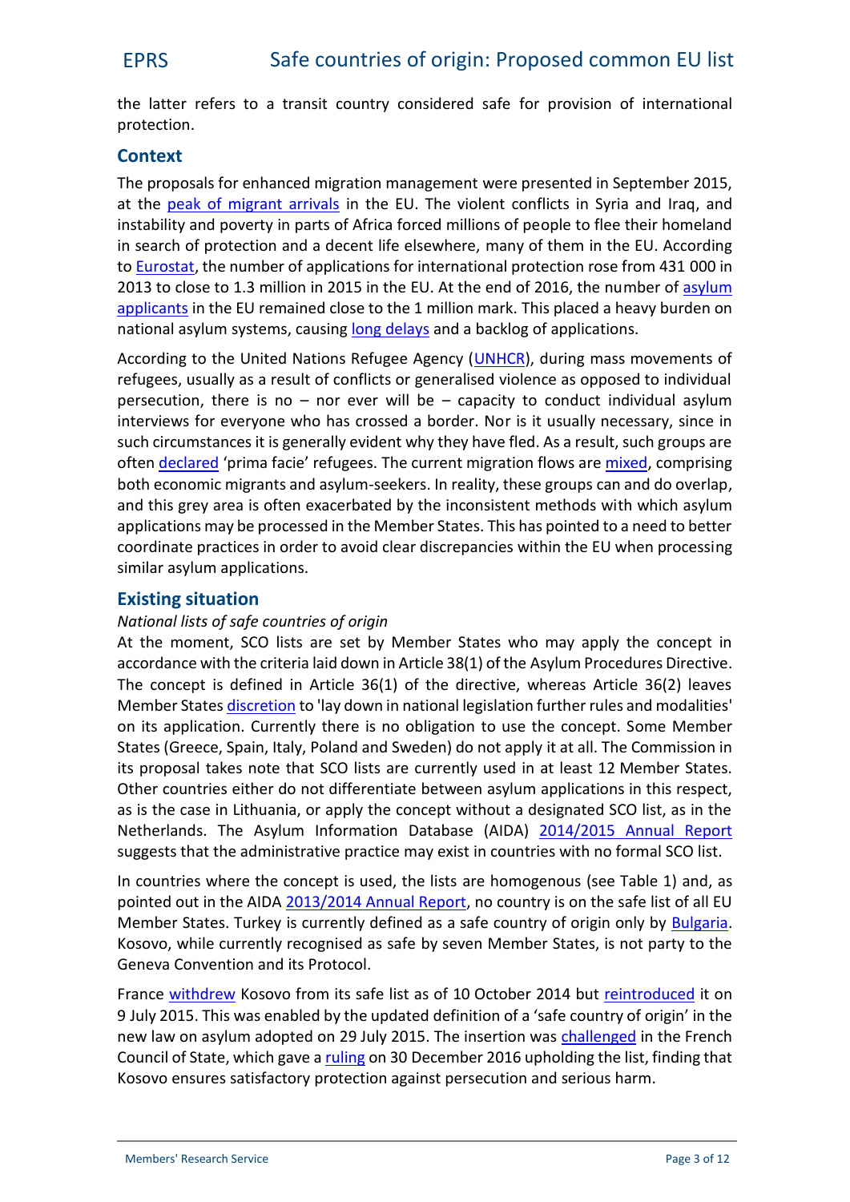the latter refers to a transit country considered safe for provision of international protection.

## Context

The proposals for enhanced migration management were presented in September 2015, at the peak of migrant arrivals in the EU. The violent conflicts in Syria and Iraq, and instability and poverty in parts of Africa forced millions of people to flee their homeland in search of protection and a decent life elsewhere, many of them in the EU. According to Eurostat, the number of applications for international protection rose from 431 000 in 2013 to close to 1.3 million in 2015 in the EU. At the end of 2016, the number of asylum applicants in the EU remained close to the 1 million mark. This placed a heavy burden on national asylum systems, causing long delays and a backlog of applications.

According to the United Nations Refugee Agency (UNHCR), during mass movements of refugees, usually as a result of conflicts or generalised violence as opposed to individual persecution, there is no – nor ever will be – capacity to conduct individual asylum interviews for everyone who has crossed a border. Nor is it usually necessary, since in such circumstances it is generally evident why they have fled. As a result, such groups are often declared 'prima facie' refugees. The current migration flows are mixed, comprising both economic migrants and asylum-seekers. In reality, these groups can and do overlap, and this grey area is often exacerbated by the inconsistent methods with which asylum applications may be processed in the Member States. This has pointed to a need to better coordinate practices in order to avoid clear discrepancies within the EU when processing similar asylum applications.

## Existing situation

*National lists of safe countries of origin*

At the moment, SCO lists are set by Member States who may apply the concept in accordance with the criteria laid down in Article 38(1) of the Asylum Procedures Directive. The concept is defined in Article 36(1) of the directive, whereas Article 36(2) leaves Member States discretion to 'lay down in national legislation further rules and modalities' on its application. Currently there is no obligation to use the concept. Some Member States (Greece, Spain, Italy, Poland and Sweden) do not apply it at all. The Commission in its proposal takes note that SCO lists are currently used in at least 12 Member States. Other countries either do not differentiate between asylum applications in this respect, as is the case in Lithuania, or apply the concept without a designated SCO list, as in the Netherlands. The Asylum Information Database (AIDA) 2014/2015 Annual Report suggests that the administrative practice may exist in countries with no formal SCO list.

In countries where the concept is used, the lists are homogenous (see Table 1) and, as pointed out in the AIDA 2013/2014 Annual Report, no country is on the safe list of all EU Member States. Turkey is currently defined as a safe country of origin only by Bulgaria. Kosovo, while currently recognised as safe by seven Member States, is not party to the Geneva Convention and its Protocol.

France withdrew Kosovo from its safe list as of 10 October 2014 but reintroduced it on 9 July 2015. This was enabled by the updated definition of a 'safe country of origin' in the new law on asylum adopted on 29 July 2015. The insertion was challenged in the French Council of State, which gave a ruling on 30 December 2016 upholding the list, finding that Kosovo ensures satisfactory protection against persecution and serious harm.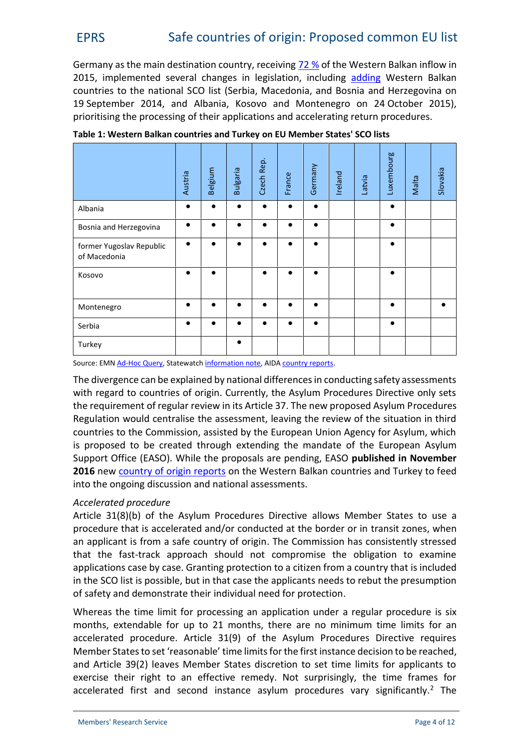Germany as the main destination country, receiving 72 % of the Western Balkan inflow in 2015, implemented several changes in legislation, including adding Western Balkan countries to the national SCO list (Serbia, Macedonia, and Bosnia and Herzegovina on 19 September 2014, and Albania, Kosovo and Montenegro on 24 October 2015), prioritising the processing of their applications and accelerating return procedures.

**Table 1: Western Balkan countries and Turkey on EU Member States' SCO lists**

| | Austria | Belgium | Bulgaria | Czech Rep. | France | Germany | Ireland | Latvia | Luxembourg | Malta | Slovakia |
|---|---|---|---|---|---|---|---|---|---|---|---|
| Albania | ● | ● | ● | ● | ● | ● | | | ● | | |
| Bosnia and Herzegovina | ● | ● | ● | ● | ● | ● | | | ● | | |
| former Yugoslav Republic of Macedonia | ● | ● | ● | ● | ● | ● | | | ● | | |
| Kosovo | ● | ● | | ● | ● | ● | | | ● | | |
| Montenegro | ● | ● | ● | ● | ● | ● | | | ● | | ● |
| Serbia | ● | ● | ● | ● | ● | ● | | | ● | | |
| Turkey | | | ● | | | | | | | | |

Source: EMN Ad-Hoc Query, Statewatch information note, AIDA country reports.

The divergence can be explained by national differences in conducting safety assessments with regard to countries of origin. Currently, the Asylum Procedures Directive only sets the requirement of regular review in its Article 37. The new proposed Asylum Procedures Regulation would centralise the assessment, leaving the review of the situation in third countries to the Commission, assisted by the European Union Agency for Asylum, which is proposed to be created through extending the mandate of the European Asylum Support Office (EASO). While the proposals are pending, EASO **published in November 2016** new country of origin reports on the Western Balkan countries and Turkey to feed into the ongoing discussion and national assessments.

*Accelerated procedure*

Article 31(8)(b) of the Asylum Procedures Directive allows Member States to use a procedure that is accelerated and/or conducted at the border or in transit zones, when an applicant is from a safe country of origin. The Commission has consistently stressed that the fast-track approach should not compromise the obligation to examine applications case by case. Granting protection to a citizen from a country that is included in the SCO list is possible, but in that case the applicants needs to rebut the presumption of safety and demonstrate their individual need for protection.

Whereas the time limit for processing an application under a regular procedure is six months, extendable for up to 21 months, there are no minimum time limits for an accelerated procedure. Article 31(9) of the Asylum Procedures Directive requires Member States to set 'reasonable' time limits for the first instance decision to be reached, and Article 39(2) leaves Member States discretion to set time limits for applicants to exercise their right to an effective remedy. Not surprisingly, the time frames for accelerated first and second instance asylum procedures vary significantly.[2] The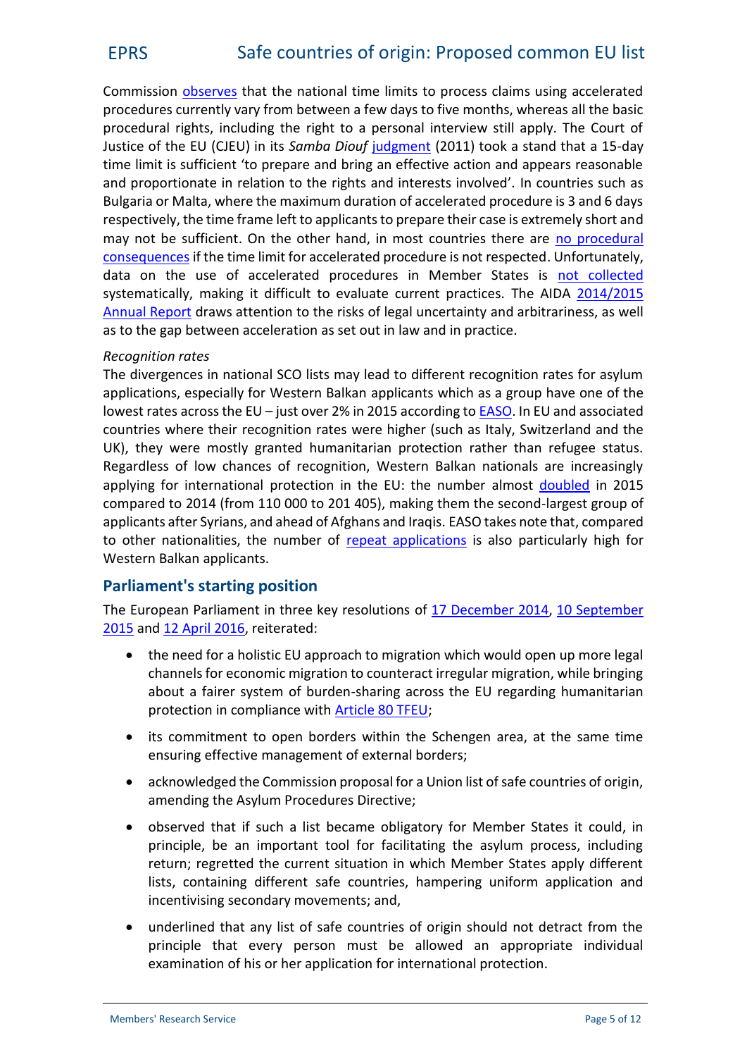Commission observes that the national time limits to process claims using accelerated procedures currently vary from between a few days to five months, whereas all the basic procedural rights, including the right to a personal interview still apply. The Court of Justice of the EU (CJEU) in its *Samba Diouf* judgment (2011) took a stand that a 15-day time limit is sufficient 'to prepare and bring an effective action and appears reasonable and proportionate in relation to the rights and interests involved'. In countries such as Bulgaria or Malta, where the maximum duration of accelerated procedure is 3 and 6 days respectively, the time frame left to applicants to prepare their case is extremely short and may not be sufficient. On the other hand, in most countries there are no procedural consequences if the time limit for accelerated procedure is not respected. Unfortunately, data on the use of accelerated procedures in Member States is not collected systematically, making it difficult to evaluate current practices. The AIDA 2014/2015 Annual Report draws attention to the risks of legal uncertainty and arbitrariness, as well as to the gap between acceleration as set out in law and in practice.

*Recognition rates*

The divergences in national SCO lists may lead to different recognition rates for asylum applications, especially for Western Balkan applicants which as a group have one of the lowest rates across the EU – just over 2% in 2015 according to EASO. In EU and associated countries where their recognition rates were higher (such as Italy, Switzerland and the UK), they were mostly granted humanitarian protection rather than refugee status. Regardless of low chances of recognition, Western Balkan nationals are increasingly applying for international protection in the EU: the number almost doubled in 2015 compared to 2014 (from 110 000 to 201 405), making them the second-largest group of applicants after Syrians, and ahead of Afghans and Iraqis. EASO takes note that, compared to other nationalities, the number of repeat applications is also particularly high for Western Balkan applicants.

## Parliament's starting position

The European Parliament in three key resolutions of 17 December 2014, 10 September 2015 and 12 April 2016, reiterated:

- the need for a holistic EU approach to migration which would open up more legal channels for economic migration to counteract irregular migration, while bringing about a fairer system of burden-sharing across the EU regarding humanitarian protection in compliance with Article 80 TFEU;
- its commitment to open borders within the Schengen area, at the same time ensuring effective management of external borders;
- acknowledged the Commission proposal for a Union list of safe countries of origin, amending the Asylum Procedures Directive;
- observed that if such a list became obligatory for Member States it could, in principle, be an important tool for facilitating the asylum process, including return; regretted the current situation in which Member States apply different lists, containing different safe countries, hampering uniform application and incentivising secondary movements; and,
- underlined that any list of safe countries of origin should not detract from the principle that every person must be allowed an appropriate individual examination of his or her application for international protection.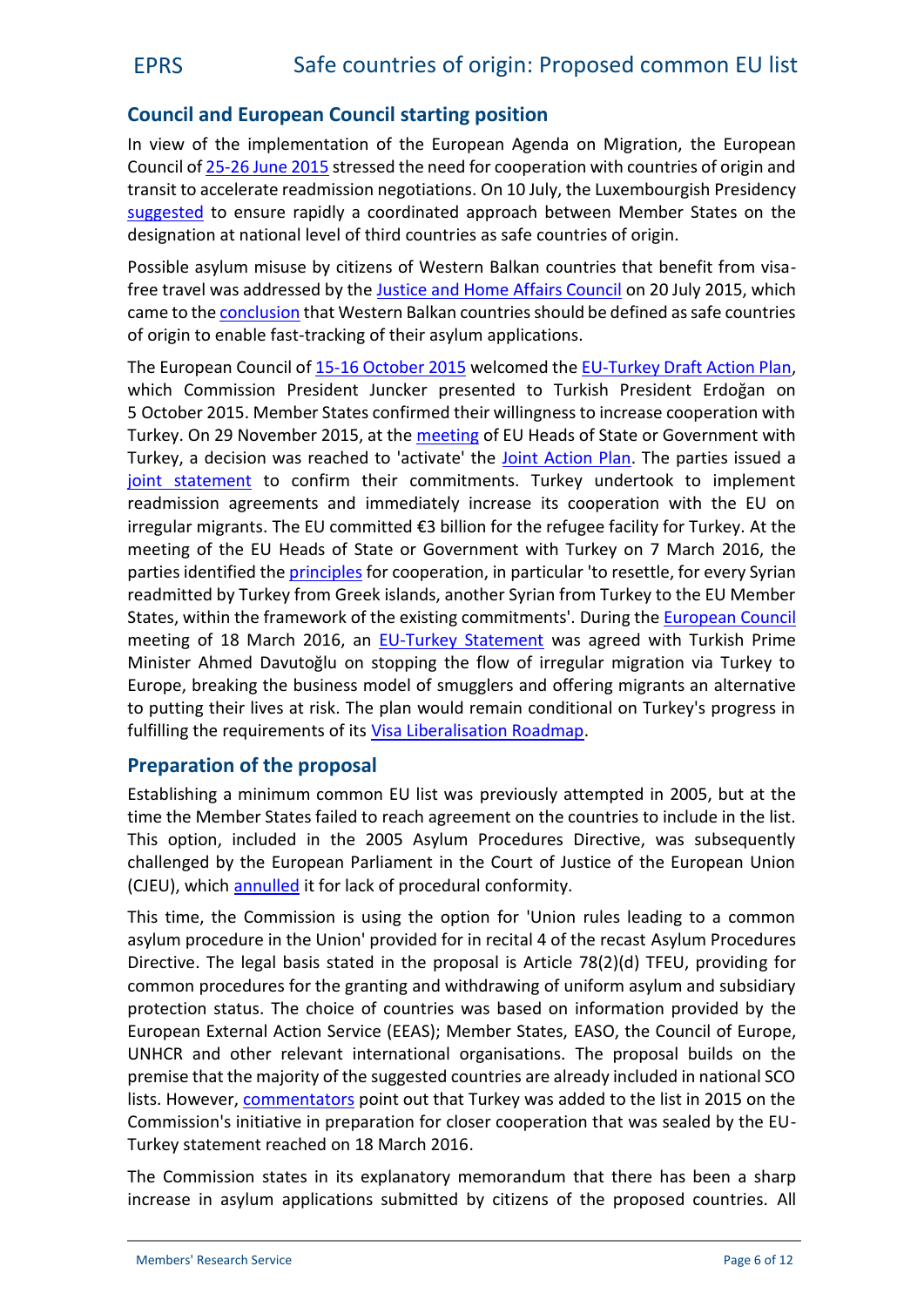## Council and European Council starting position

In view of the implementation of the European Agenda on Migration, the European Council of 25-26 June 2015 stressed the need for cooperation with countries of origin and transit to accelerate readmission negotiations. On 10 July, the Luxembourgish Presidency suggested to ensure rapidly a coordinated approach between Member States on the designation at national level of third countries as safe countries of origin.

Possible asylum misuse by citizens of Western Balkan countries that benefit from visa-free travel was addressed by the Justice and Home Affairs Council on 20 July 2015, which came to the conclusion that Western Balkan countries should be defined as safe countries of origin to enable fast-tracking of their asylum applications.

The European Council of 15-16 October 2015 welcomed the EU-Turkey Draft Action Plan, which Commission President Juncker presented to Turkish President Erdoğan on 5 October 2015. Member States confirmed their willingness to increase cooperation with Turkey. On 29 November 2015, at the meeting of EU Heads of State or Government with Turkey, a decision was reached to 'activate' the Joint Action Plan. The parties issued a joint statement to confirm their commitments. Turkey undertook to implement readmission agreements and immediately increase its cooperation with the EU on irregular migrants. The EU committed €3 billion for the refugee facility for Turkey. At the meeting of the EU Heads of State or Government with Turkey on 7 March 2016, the parties identified the principles for cooperation, in particular 'to resettle, for every Syrian readmitted by Turkey from Greek islands, another Syrian from Turkey to the EU Member States, within the framework of the existing commitments'. During the European Council meeting of 18 March 2016, an EU-Turkey Statement was agreed with Turkish Prime Minister Ahmed Davutoğlu on stopping the flow of irregular migration via Turkey to Europe, breaking the business model of smugglers and offering migrants an alternative to putting their lives at risk. The plan would remain conditional on Turkey's progress in fulfilling the requirements of its Visa Liberalisation Roadmap.

## Preparation of the proposal

Establishing a minimum common EU list was previously attempted in 2005, but at the time the Member States failed to reach agreement on the countries to include in the list. This option, included in the 2005 Asylum Procedures Directive, was subsequently challenged by the European Parliament in the Court of Justice of the European Union (CJEU), which annulled it for lack of procedural conformity.

This time, the Commission is using the option for 'Union rules leading to a common asylum procedure in the Union' provided for in recital 4 of the recast Asylum Procedures Directive. The legal basis stated in the proposal is Article 78(2)(d) TFEU, providing for common procedures for the granting and withdrawing of uniform asylum and subsidiary protection status. The choice of countries was based on information provided by the European External Action Service (EEAS); Member States, EASO, the Council of Europe, UNHCR and other relevant international organisations. The proposal builds on the premise that the majority of the suggested countries are already included in national SCO lists. However, commentators point out that Turkey was added to the list in 2015 on the Commission's initiative in preparation for closer cooperation that was sealed by the EU-Turkey statement reached on 18 March 2016.

The Commission states in its explanatory memorandum that there has been a sharp increase in asylum applications submitted by citizens of the proposed countries. All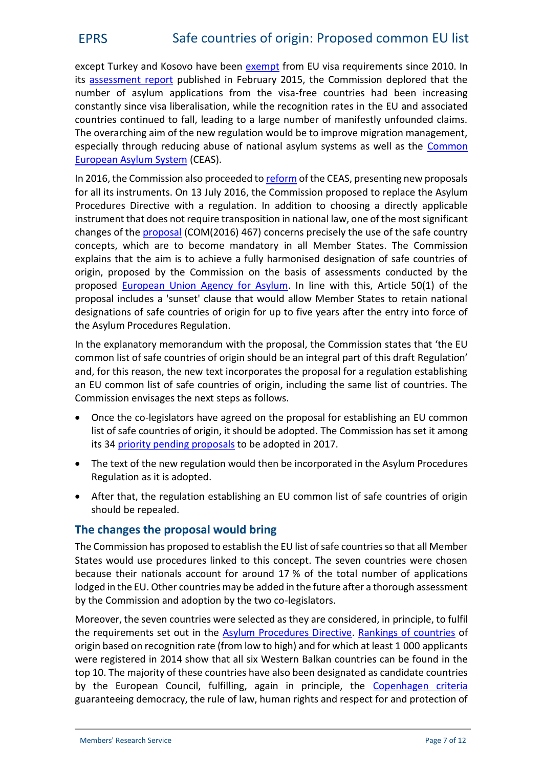except Turkey and Kosovo have been exempt from EU visa requirements since 2010. In its assessment report published in February 2015, the Commission deplored that the number of asylum applications from the visa-free countries had been increasing constantly since visa liberalisation, while the recognition rates in the EU and associated countries continued to fall, leading to a large number of manifestly unfounded claims. The overarching aim of the new regulation would be to improve migration management, especially through reducing abuse of national asylum systems as well as the Common European Asylum System (CEAS).

In 2016, the Commission also proceeded to reform of the CEAS, presenting new proposals for all its instruments. On 13 July 2016, the Commission proposed to replace the Asylum Procedures Directive with a regulation. In addition to choosing a directly applicable instrument that does not require transposition in national law, one of the most significant changes of the proposal (COM(2016) 467) concerns precisely the use of the safe country concepts, which are to become mandatory in all Member States. The Commission explains that the aim is to achieve a fully harmonised designation of safe countries of origin, proposed by the Commission on the basis of assessments conducted by the proposed European Union Agency for Asylum. In line with this, Article 50(1) of the proposal includes a 'sunset' clause that would allow Member States to retain national designations of safe countries of origin for up to five years after the entry into force of the Asylum Procedures Regulation.

In the explanatory memorandum with the proposal, the Commission states that 'the EU common list of safe countries of origin should be an integral part of this draft Regulation' and, for this reason, the new text incorporates the proposal for a regulation establishing an EU common list of safe countries of origin, including the same list of countries. The Commission envisages the next steps as follows.

- Once the co-legislators have agreed on the proposal for establishing an EU common list of safe countries of origin, it should be adopted. The Commission has set it among its 34 priority pending proposals to be adopted in 2017.
- The text of the new regulation would then be incorporated in the Asylum Procedures Regulation as it is adopted.
- After that, the regulation establishing an EU common list of safe countries of origin should be repealed.

## The changes the proposal would bring

The Commission has proposed to establish the EU list of safe countries so that all Member States would use procedures linked to this concept. The seven countries were chosen because their nationals account for around 17 % of the total number of applications lodged in the EU. Other countries may be added in the future after a thorough assessment by the Commission and adoption by the two co-legislators.

Moreover, the seven countries were selected as they are considered, in principle, to fulfil the requirements set out in the Asylum Procedures Directive. Rankings of countries of origin based on recognition rate (from low to high) and for which at least 1 000 applicants were registered in 2014 show that all six Western Balkan countries can be found in the top 10. The majority of these countries have also been designated as candidate countries by the European Council, fulfilling, again in principle, the Copenhagen criteria guaranteeing democracy, the rule of law, human rights and respect for and protection of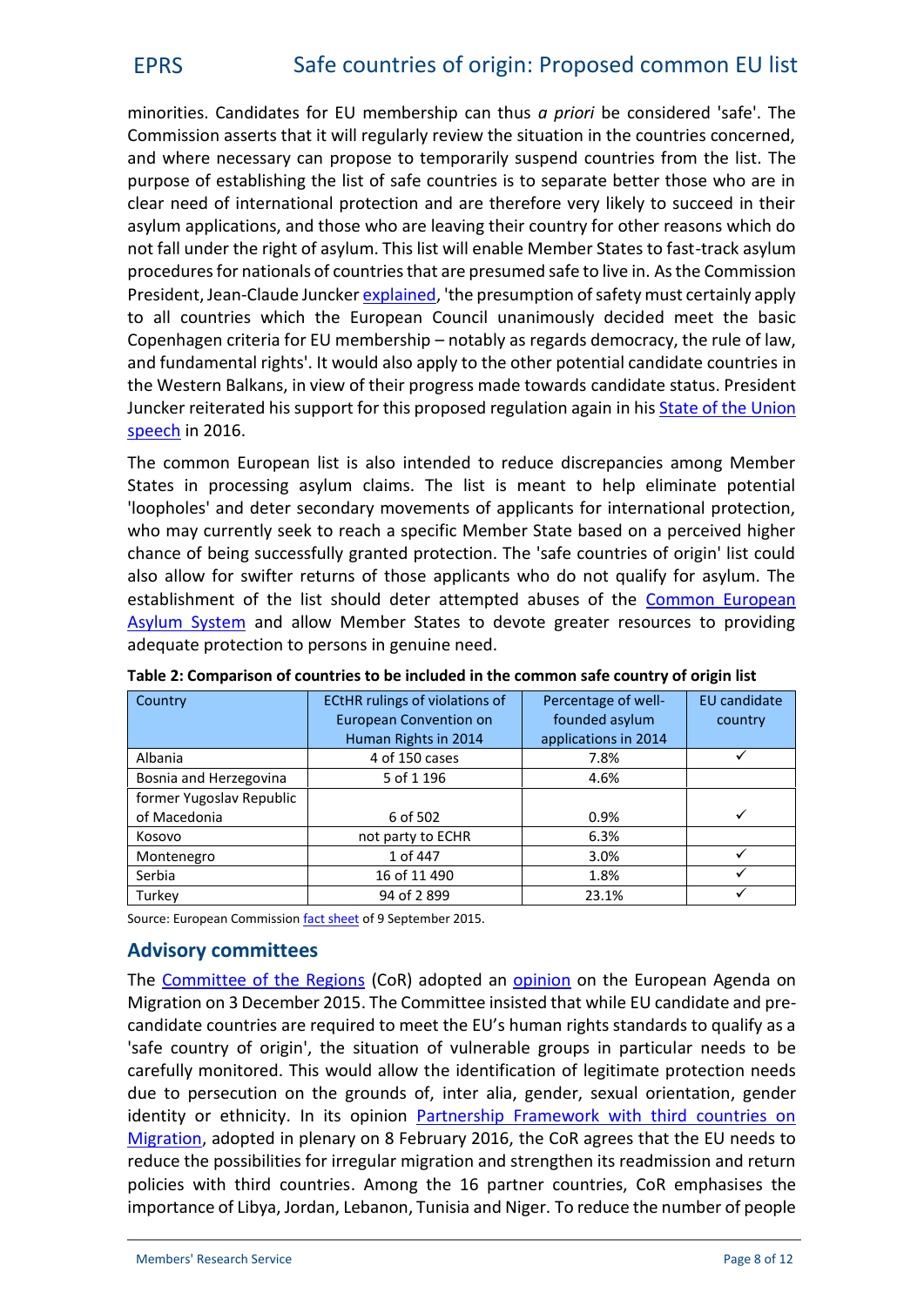minorities. Candidates for EU membership can thus *a priori* be considered 'safe'. The Commission asserts that it will regularly review the situation in the countries concerned, and where necessary can propose to temporarily suspend countries from the list. The purpose of establishing the list of safe countries is to separate better those who are in clear need of international protection and are therefore very likely to succeed in their asylum applications, and those who are leaving their country for other reasons which do not fall under the right of asylum. This list will enable Member States to fast-track asylum procedures for nationals of countries that are presumed safe to live in. As the Commission President, Jean-Claude Juncker explained, 'the presumption of safety must certainly apply to all countries which the European Council unanimously decided meet the basic Copenhagen criteria for EU membership – notably as regards democracy, the rule of law, and fundamental rights'. It would also apply to the other potential candidate countries in the Western Balkans, in view of their progress made towards candidate status. President Juncker reiterated his support for this proposed regulation again in his State of the Union speech in 2016.

The common European list is also intended to reduce discrepancies among Member States in processing asylum claims. The list is meant to help eliminate potential 'loopholes' and deter secondary movements of applicants for international protection, who may currently seek to reach a specific Member State based on a perceived higher chance of being successfully granted protection. The 'safe countries of origin' list could also allow for swifter returns of those applicants who do not qualify for asylum. The establishment of the list should deter attempted abuses of the Common European Asylum System and allow Member States to devote greater resources to providing adequate protection to persons in genuine need.

**Table 2: Comparison of countries to be included in the common safe country of origin list**

| Country | ECtHR rulings of violations of European Convention on Human Rights in 2014 | Percentage of well-founded asylum applications in 2014 | EU candidate country |
|---|---|---|---|
| Albania | 4 of 150 cases | 7.8% | ✓ |
| Bosnia and Herzegovina | 5 of 1 196 | 4.6% | |
| former Yugoslav Republic of Macedonia | 6 of 502 | 0.9% | ✓ |
| Kosovo | not party to ECHR | 6.3% | |
| Montenegro | 1 of 447 | 3.0% | ✓ |
| Serbia | 16 of 11 490 | 1.8% | ✓ |
| Turkey | 94 of 2 899 | 23.1% | ✓ |

Source: European Commission fact sheet of 9 September 2015.

## Advisory committees

The Committee of the Regions (CoR) adopted an opinion on the European Agenda on Migration on 3 December 2015. The Committee insisted that while EU candidate and pre-candidate countries are required to meet the EU's human rights standards to qualify as a 'safe country of origin', the situation of vulnerable groups in particular needs to be carefully monitored. This would allow the identification of legitimate protection needs due to persecution on the grounds of, inter alia, gender, sexual orientation, gender identity or ethnicity. In its opinion Partnership Framework with third countries on Migration, adopted in plenary on 8 February 2016, the CoR agrees that the EU needs to reduce the possibilities for irregular migration and strengthen its readmission and return policies with third countries. Among the 16 partner countries, CoR emphasises the importance of Libya, Jordan, Lebanon, Tunisia and Niger. To reduce the number of people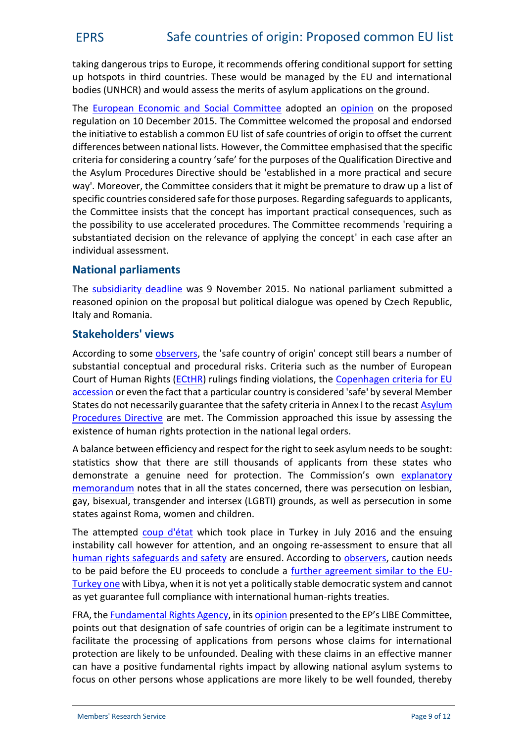taking dangerous trips to Europe, it recommends offering conditional support for setting up hotspots in third countries. These would be managed by the EU and international bodies (UNHCR) and would assess the merits of asylum applications on the ground.

The European Economic and Social Committee adopted an opinion on the proposed regulation on 10 December 2015. The Committee welcomed the proposal and endorsed the initiative to establish a common EU list of safe countries of origin to offset the current differences between national lists. However, the Committee emphasised that the specific criteria for considering a country 'safe' for the purposes of the Qualification Directive and the Asylum Procedures Directive should be 'established in a more practical and secure way'. Moreover, the Committee considers that it might be premature to draw up a list of specific countries considered safe for those purposes. Regarding safeguards to applicants, the Committee insists that the concept has important practical consequences, such as the possibility to use accelerated procedures. The Committee recommends 'requiring a substantiated decision on the relevance of applying the concept' in each case after an individual assessment.

## National parliaments

The subsidiarity deadline was 9 November 2015. No national parliament submitted a reasoned opinion on the proposal but political dialogue was opened by Czech Republic, Italy and Romania.

## Stakeholders' views

According to some observers, the 'safe country of origin' concept still bears a number of substantial conceptual and procedural risks. Criteria such as the number of European Court of Human Rights (ECtHR) rulings finding violations, the Copenhagen criteria for EU accession or even the fact that a particular country is considered 'safe' by several Member States do not necessarily guarantee that the safety criteria in Annex I to the recast Asylum Procedures Directive are met. The Commission approached this issue by assessing the existence of human rights protection in the national legal orders.

A balance between efficiency and respect for the right to seek asylum needs to be sought: statistics show that there are still thousands of applicants from these states who demonstrate a genuine need for protection. The Commission's own explanatory memorandum notes that in all the states concerned, there was persecution on lesbian, gay, bisexual, transgender and intersex (LGBTI) grounds, as well as persecution in some states against Roma, women and children.

The attempted coup d'état which took place in Turkey in July 2016 and the ensuing instability call however for attention, and an ongoing re-assessment to ensure that all human rights safeguards and safety are ensured. According to observers, caution needs to be paid before the EU proceeds to conclude a further agreement similar to the EU-Turkey one with Libya, when it is not yet a politically stable democratic system and cannot as yet guarantee full compliance with international human-rights treaties.

FRA, the Fundamental Rights Agency, in its opinion presented to the EP's LIBE Committee, points out that designation of safe countries of origin can be a legitimate instrument to facilitate the processing of applications from persons whose claims for international protection are likely to be unfounded. Dealing with these claims in an effective manner can have a positive fundamental rights impact by allowing national asylum systems to focus on other persons whose applications are more likely to be well founded, thereby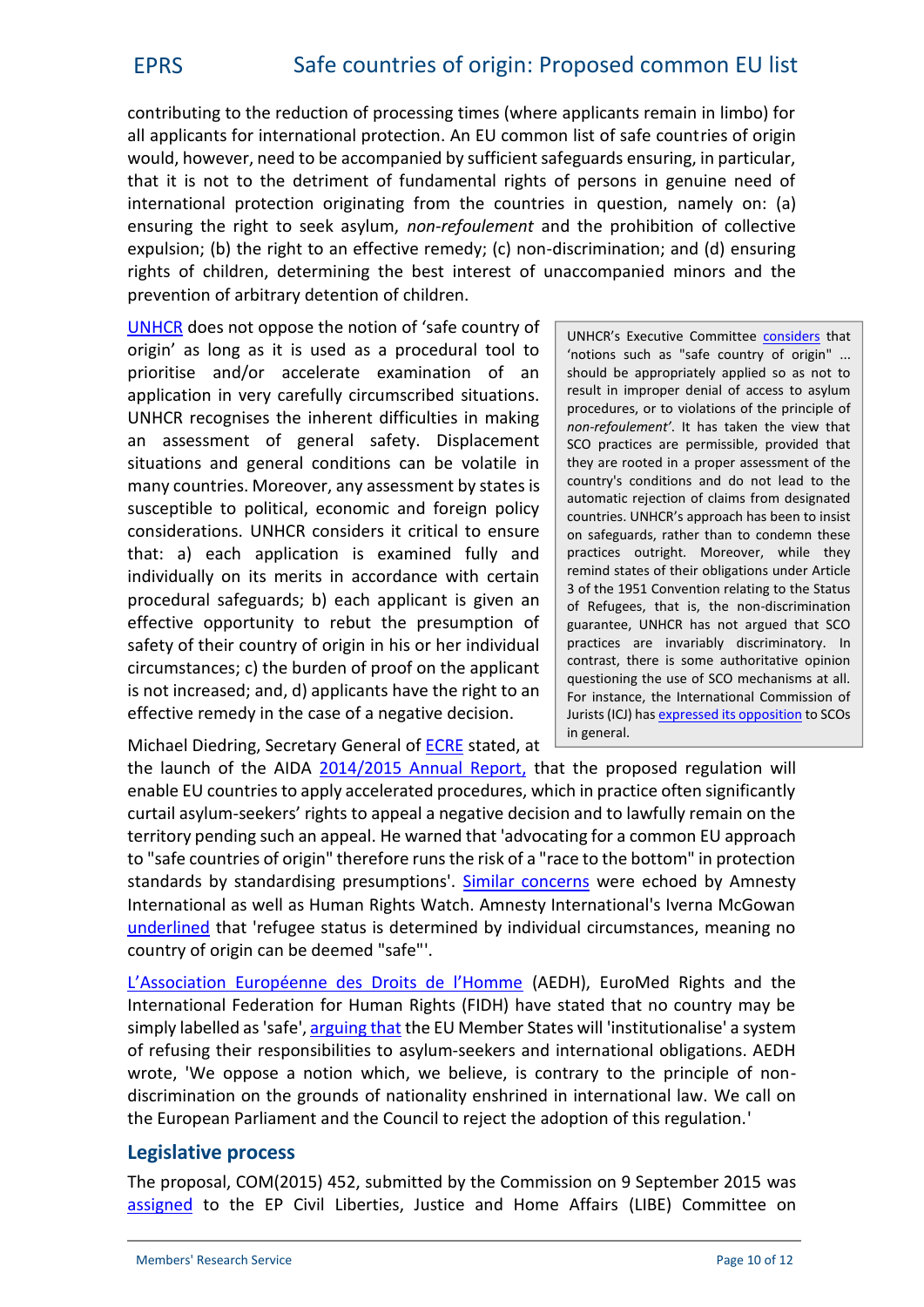contributing to the reduction of processing times (where applicants remain in limbo) for all applicants for international protection. An EU common list of safe countries of origin would, however, need to be accompanied by sufficient safeguards ensuring, in particular, that it is not to the detriment of fundamental rights of persons in genuine need of international protection originating from the countries in question, namely on: (a) ensuring the right to seek asylum, *non-refoulement* and the prohibition of collective expulsion; (b) the right to an effective remedy; (c) non-discrimination; and (d) ensuring rights of children, determining the best interest of unaccompanied minors and the prevention of arbitrary detention of children.

UNHCR does not oppose the notion of 'safe country of origin' as long as it is used as a procedural tool to prioritise and/or accelerate examination of an application in very carefully circumscribed situations. UNHCR recognises the inherent difficulties in making an assessment of general safety. Displacement situations and general conditions can be volatile in many countries. Moreover, any assessment by states is susceptible to political, economic and foreign policy considerations. UNHCR considers it critical to ensure that: a) each application is examined fully and individually on its merits in accordance with certain procedural safeguards; b) each applicant is given an effective opportunity to rebut the presumption of safety of their country of origin in his or her individual circumstances; c) the burden of proof on the applicant is not increased; and, d) applicants have the right to an effective remedy in the case of a negative decision.

> UNHCR's Executive Committee considers that 'notions such as "safe country of origin" ... should be appropriately applied so as not to result in improper denial of access to asylum procedures, or to violations of the principle of *non-refoulement*'. It has taken the view that SCO practices are permissible, provided that they are rooted in a proper assessment of the country's conditions and do not lead to the automatic rejection of claims from designated countries. UNHCR's approach has been to insist on safeguards, rather than to condemn these practices outright. Moreover, while they remind states of their obligations under Article 3 of the 1951 Convention relating to the Status of Refugees, that is, the non-discrimination guarantee, UNHCR has not argued that SCO practices are invariably discriminatory. In contrast, there is some authoritative opinion questioning the use of SCO mechanisms at all. For instance, the International Commission of Jurists (ICJ) has expressed its opposition to SCOs in general.

Michael Diedring, Secretary General of ECRE stated, at the launch of the AIDA 2014/2015 Annual Report, that the proposed regulation will enable EU countries to apply accelerated procedures, which in practice often significantly curtail asylum-seekers' rights to appeal a negative decision and to lawfully remain on the territory pending such an appeal. He warned that 'advocating for a common EU approach to "safe countries of origin" therefore runs the risk of a "race to the bottom" in protection standards by standardising presumptions'. Similar concerns were echoed by Amnesty International as well as Human Rights Watch. Amnesty International's Iverna McGowan underlined that 'refugee status is determined by individual circumstances, meaning no country of origin can be deemed "safe"'.

L'Association Européenne des Droits de l'Homme (AEDH), EuroMed Rights and the International Federation for Human Rights (FIDH) have stated that no country may be simply labelled as 'safe', arguing that the EU Member States will 'institutionalise' a system of refusing their responsibilities to asylum-seekers and international obligations. AEDH wrote, 'We oppose a notion which, we believe, is contrary to the principle of non-discrimination on the grounds of nationality enshrined in international law. We call on the European Parliament and the Council to reject the adoption of this regulation.'

## Legislative process

The proposal, COM(2015) 452, submitted by the Commission on 9 September 2015 was assigned to the EP Civil Liberties, Justice and Home Affairs (LIBE) Committee on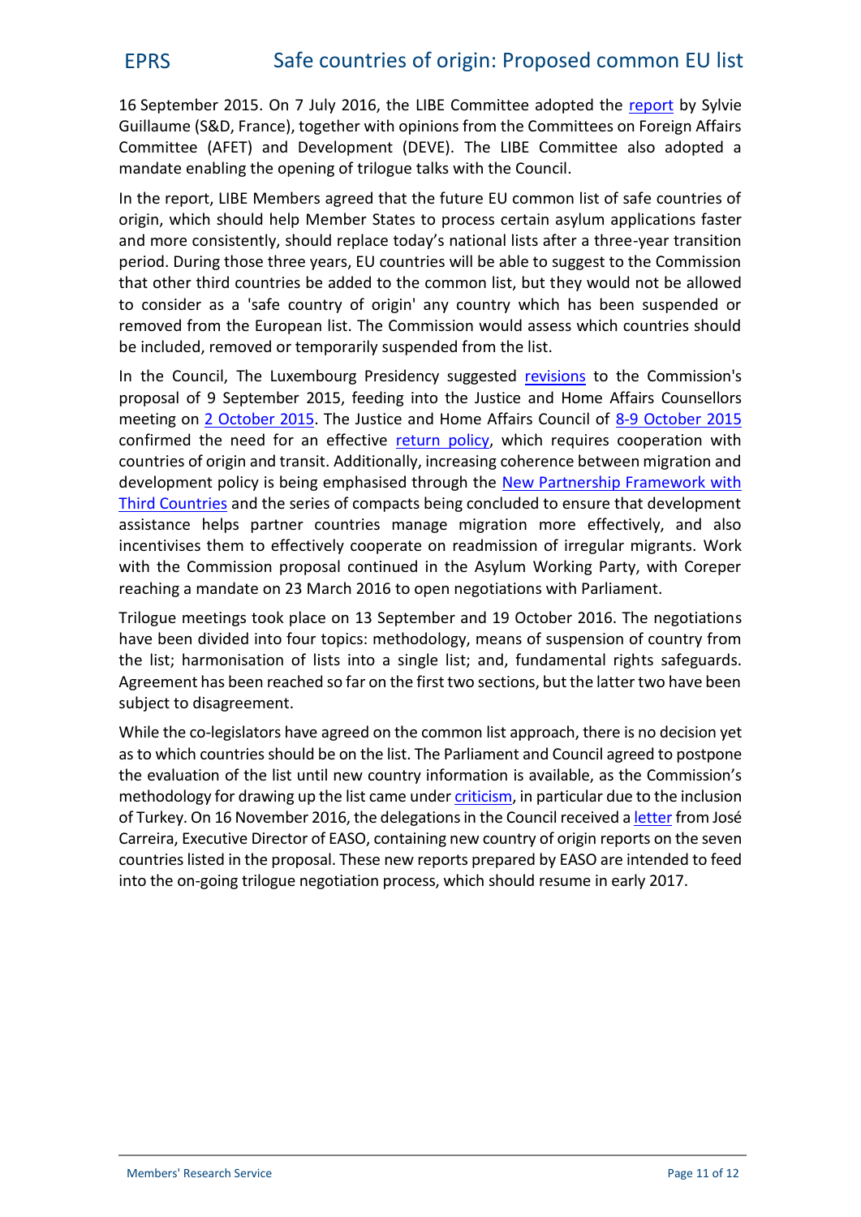16 September 2015. On 7 July 2016, the LIBE Committee adopted the report by Sylvie Guillaume (S&D, France), together with opinions from the Committees on Foreign Affairs Committee (AFET) and Development (DEVE). The LIBE Committee also adopted a mandate enabling the opening of trilogue talks with the Council.

In the report, LIBE Members agreed that the future EU common list of safe countries of origin, which should help Member States to process certain asylum applications faster and more consistently, should replace today's national lists after a three-year transition period. During those three years, EU countries will be able to suggest to the Commission that other third countries be added to the common list, but they would not be allowed to consider as a 'safe country of origin' any country which has been suspended or removed from the European list. The Commission would assess which countries should be included, removed or temporarily suspended from the list.

In the Council, The Luxembourg Presidency suggested revisions to the Commission's proposal of 9 September 2015, feeding into the Justice and Home Affairs Counsellors meeting on 2 October 2015. The Justice and Home Affairs Council of 8-9 October 2015 confirmed the need for an effective return policy, which requires cooperation with countries of origin and transit. Additionally, increasing coherence between migration and development policy is being emphasised through the New Partnership Framework with Third Countries and the series of compacts being concluded to ensure that development assistance helps partner countries manage migration more effectively, and also incentivises them to effectively cooperate on readmission of irregular migrants. Work with the Commission proposal continued in the Asylum Working Party, with Coreper reaching a mandate on 23 March 2016 to open negotiations with Parliament.

Trilogue meetings took place on 13 September and 19 October 2016. The negotiations have been divided into four topics: methodology, means of suspension of country from the list; harmonisation of lists into a single list; and, fundamental rights safeguards. Agreement has been reached so far on the first two sections, but the latter two have been subject to disagreement.

While the co-legislators have agreed on the common list approach, there is no decision yet as to which countries should be on the list. The Parliament and Council agreed to postpone the evaluation of the list until new country information is available, as the Commission's methodology for drawing up the list came under criticism, in particular due to the inclusion of Turkey. On 16 November 2016, the delegations in the Council received a letter from José Carreira, Executive Director of EASO, containing new country of origin reports on the seven countries listed in the proposal. These new reports prepared by EASO are intended to feed into the on-going trilogue negotiation process, which should resume in early 2017.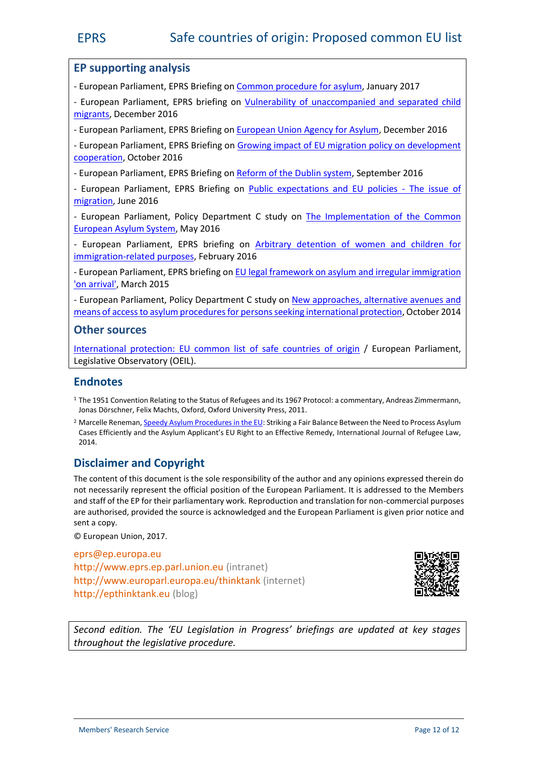## EP supporting analysis

- European Parliament, EPRS Briefing on Common procedure for asylum, January 2017

- European Parliament, EPRS briefing on Vulnerability of unaccompanied and separated child migrants, December 2016

- European Parliament, EPRS Briefing on European Union Agency for Asylum, December 2016

- European Parliament, EPRS Briefing on Growing impact of EU migration policy on development cooperation, October 2016

- European Parliament, EPRS Briefing on Reform of the Dublin system, September 2016

- European Parliament, EPRS Briefing on Public expectations and EU policies - The issue of migration, June 2016

- European Parliament, Policy Department C study on The Implementation of the Common European Asylum System, May 2016

- European Parliament, EPRS briefing on Arbitrary detention of women and children for immigration-related purposes, February 2016

- European Parliament, EPRS briefing on EU legal framework on asylum and irregular immigration 'on arrival', March 2015

- European Parliament, Policy Department C study on New approaches, alternative avenues and means of access to asylum procedures for persons seeking international protection, October 2014

## Other sources

International protection: EU common list of safe countries of origin / European Parliament, Legislative Observatory (OEIL).

## Endnotes

[1] The 1951 Convention Relating to the Status of Refugees and its 1967 Protocol: a commentary, Andreas Zimmermann, Jonas Dörschner, Felix Machts, Oxford, Oxford University Press, 2011.

[2] Marcelle Reneman, Speedy Asylum Procedures in the EU: Striking a Fair Balance Between the Need to Process Asylum Cases Efficiently and the Asylum Applicant's EU Right to an Effective Remedy, International Journal of Refugee Law, 2014.

## Disclaimer and Copyright

The content of this document is the sole responsibility of the author and any opinions expressed therein do not necessarily represent the official position of the European Parliament. It is addressed to the Members and staff of the EP for their parliamentary work. Reproduction and translation for non-commercial purposes are authorised, provided the source is acknowledged and the European Parliament is given prior notice and sent a copy.

© European Union, 2017.

eprs@ep.europa.eu
http://www.eprs.ep.parl.union.eu (intranet)
http://www.europarl.europa.eu/thinktank (internet)
http://epthinktank.eu (blog)

*Second edition. The 'EU Legislation in Progress' briefings are updated at key stages throughout the legislative procedure.*